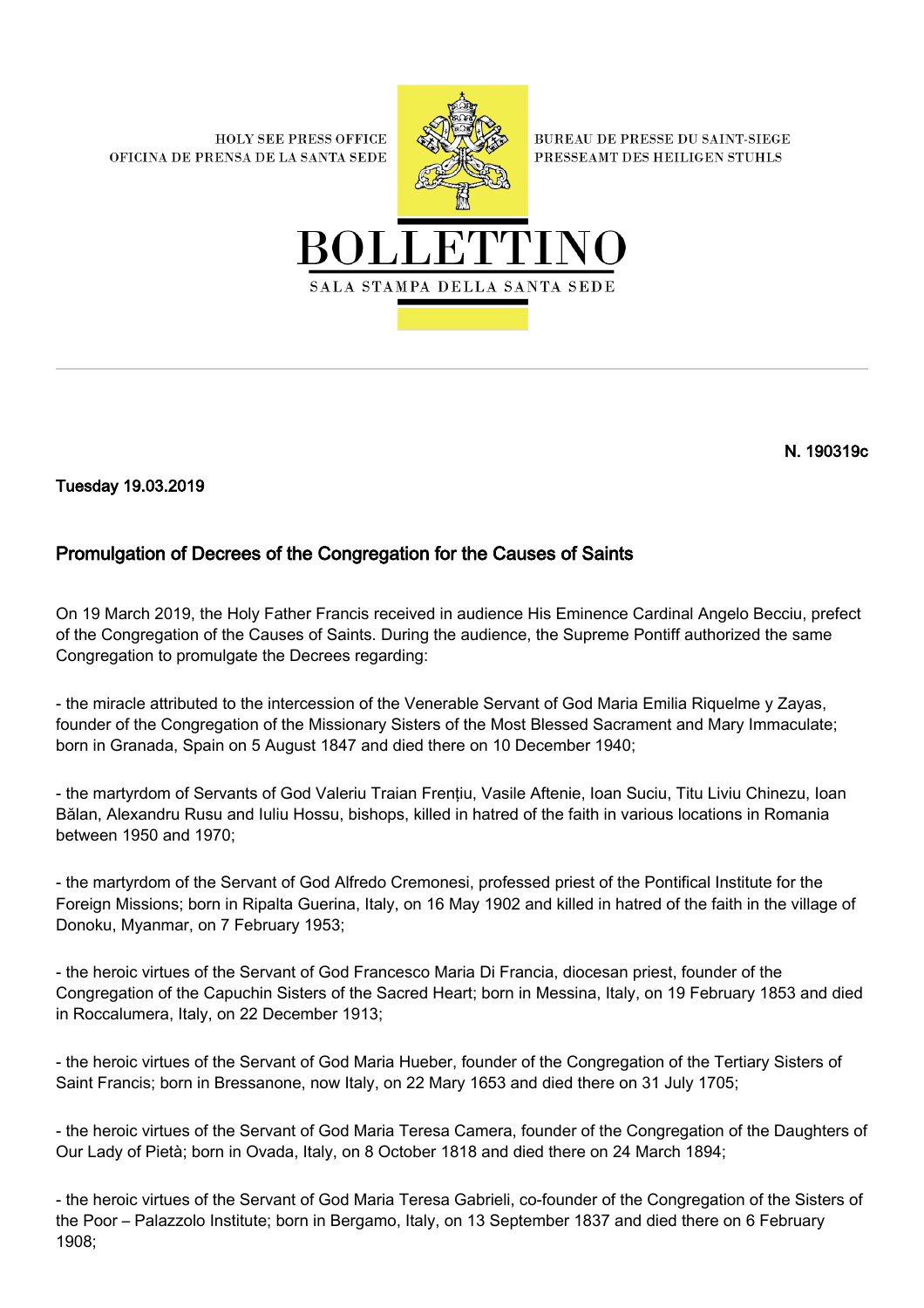HOLY SEE PRESS OFFICE
OFICINA DE PRENSA DE LA SANTA SEDE

BUREAU DE PRESSE DU SAINT-SIEGE
PRESSEAMT DES HEILIGEN STUHLS

# BOLLETTINO

SALA STAMPA DELLA SANTA SEDE

**N. 190319c**

**Tuesday 19.03.2019**

## Promulgation of Decrees of the Congregation for the Causes of Saints

On 19 March 2019, the Holy Father Francis received in audience His Eminence Cardinal Angelo Becciu, prefect of the Congregation of the Causes of Saints. During the audience, the Supreme Pontiff authorized the same Congregation to promulgate the Decrees regarding:

- the miracle attributed to the intercession of the Venerable Servant of God Maria Emilia Riquelme y Zayas, founder of the Congregation of the Missionary Sisters of the Most Blessed Sacrament and Mary Immaculate; born in Granada, Spain on 5 August 1847 and died there on 10 December 1940;

- the martyrdom of Servants of God Valeriu Traian Frențiu, Vasile Aftenie, Ioan Suciu, Titu Liviu Chinezu, Ioan Bălan, Alexandru Rusu and Iuliu Hossu, bishops, killed in hatred of the faith in various locations in Romania between 1950 and 1970;

- the martyrdom of the Servant of God Alfredo Cremonesi, professed priest of the Pontifical Institute for the Foreign Missions; born in Ripalta Guerina, Italy, on 16 May 1902 and killed in hatred of the faith in the village of Donoku, Myanmar, on 7 February 1953;

- the heroic virtues of the Servant of God Francesco Maria Di Francia, diocesan priest, founder of the Congregation of the Capuchin Sisters of the Sacred Heart; born in Messina, Italy, on 19 February 1853 and died in Roccalumera, Italy, on 22 December 1913;

- the heroic virtues of the Servant of God Maria Hueber, founder of the Congregation of the Tertiary Sisters of Saint Francis; born in Bressanone, now Italy, on 22 Mary 1653 and died there on 31 July 1705;

- the heroic virtues of the Servant of God Maria Teresa Camera, founder of the Congregation of the Daughters of Our Lady of Pietà; born in Ovada, Italy, on 8 October 1818 and died there on 24 March 1894;

- the heroic virtues of the Servant of God Maria Teresa Gabrieli, co-founder of the Congregation of the Sisters of the Poor – Palazzolo Institute; born in Bergamo, Italy, on 13 September 1837 and died there on 6 February 1908;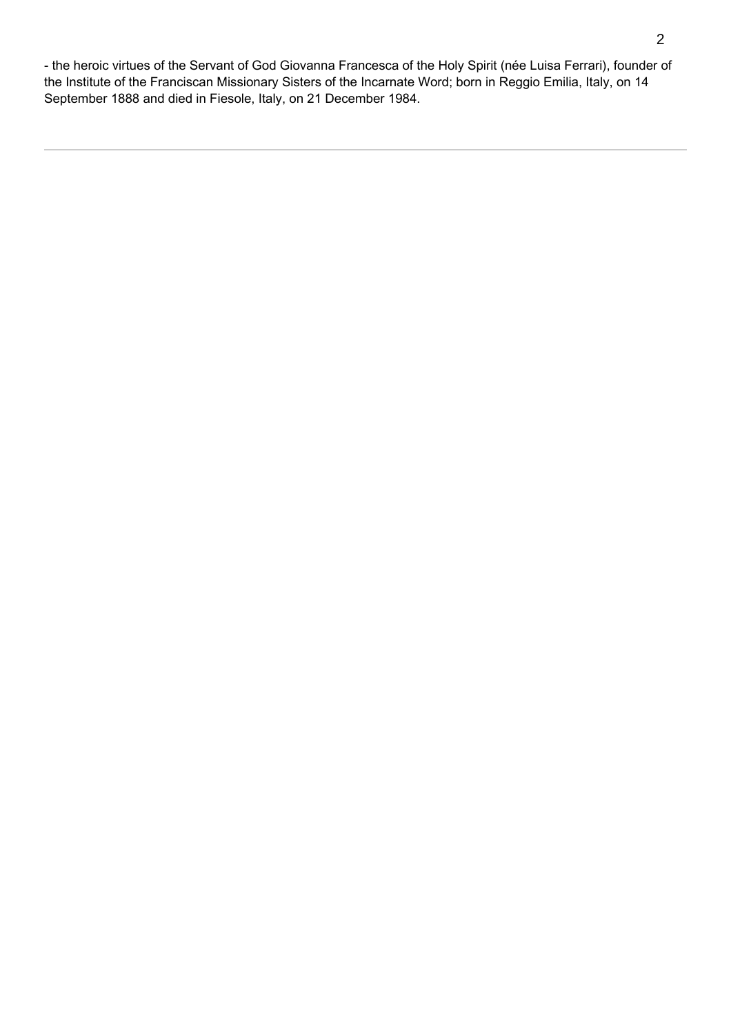- the heroic virtues of the Servant of God Giovanna Francesca of the Holy Spirit (née Luisa Ferrari), founder of the Institute of the Franciscan Missionary Sisters of the Incarnate Word; born in Reggio Emilia, Italy, on 14 September 1888 and died in Fiesole, Italy, on 21 December 1984.

---